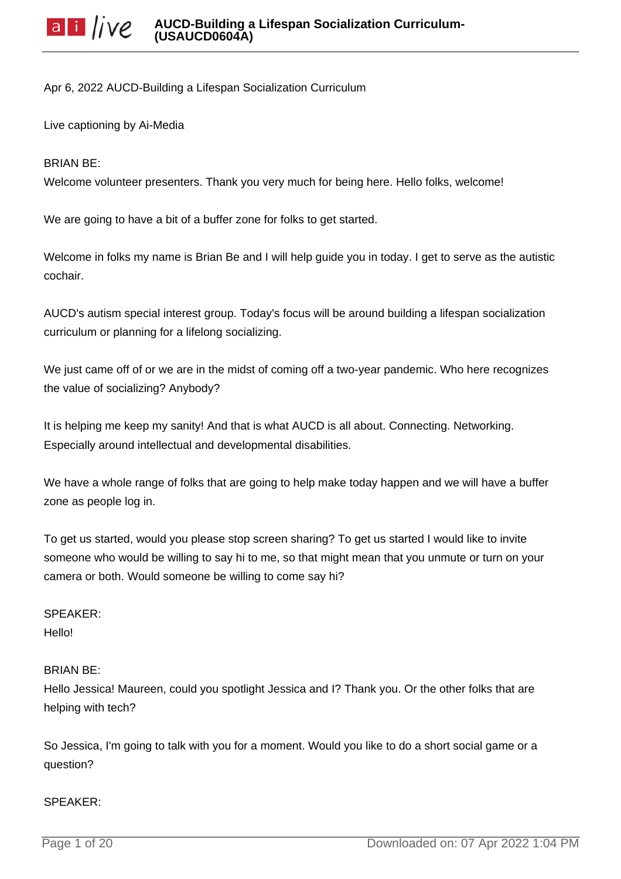Apr 6, 2022 AUCD-Building a Lifespan Socialization Curriculum

Live captioning by Ai-Media

BRIAN BE:
Welcome volunteer presenters. Thank you very much for being here. Hello folks, welcome!

We are going to have a bit of a buffer zone for folks to get started.

Welcome in folks my name is Brian Be and I will help guide you in today. I get to serve as the autistic cochair.

AUCD's autism special interest group. Today's focus will be around building a lifespan socialization curriculum or planning for a lifelong socializing.

We just came off of or we are in the midst of coming off a two-year pandemic. Who here recognizes the value of socializing? Anybody?

It is helping me keep my sanity! And that is what AUCD is all about. Connecting. Networking. Especially around intellectual and developmental disabilities.

We have a whole range of folks that are going to help make today happen and we will have a buffer zone as people log in.

To get us started, would you please stop screen sharing? To get us started I would like to invite someone who would be willing to say hi to me, so that might mean that you unmute or turn on your camera or both. Would someone be willing to come say hi?

SPEAKER:
Hello!

BRIAN BE:
Hello Jessica! Maureen, could you spotlight Jessica and I? Thank you. Or the other folks that are helping with tech?

So Jessica, I'm going to talk with you for a moment. Would you like to do a short social game or a question?

SPEAKER: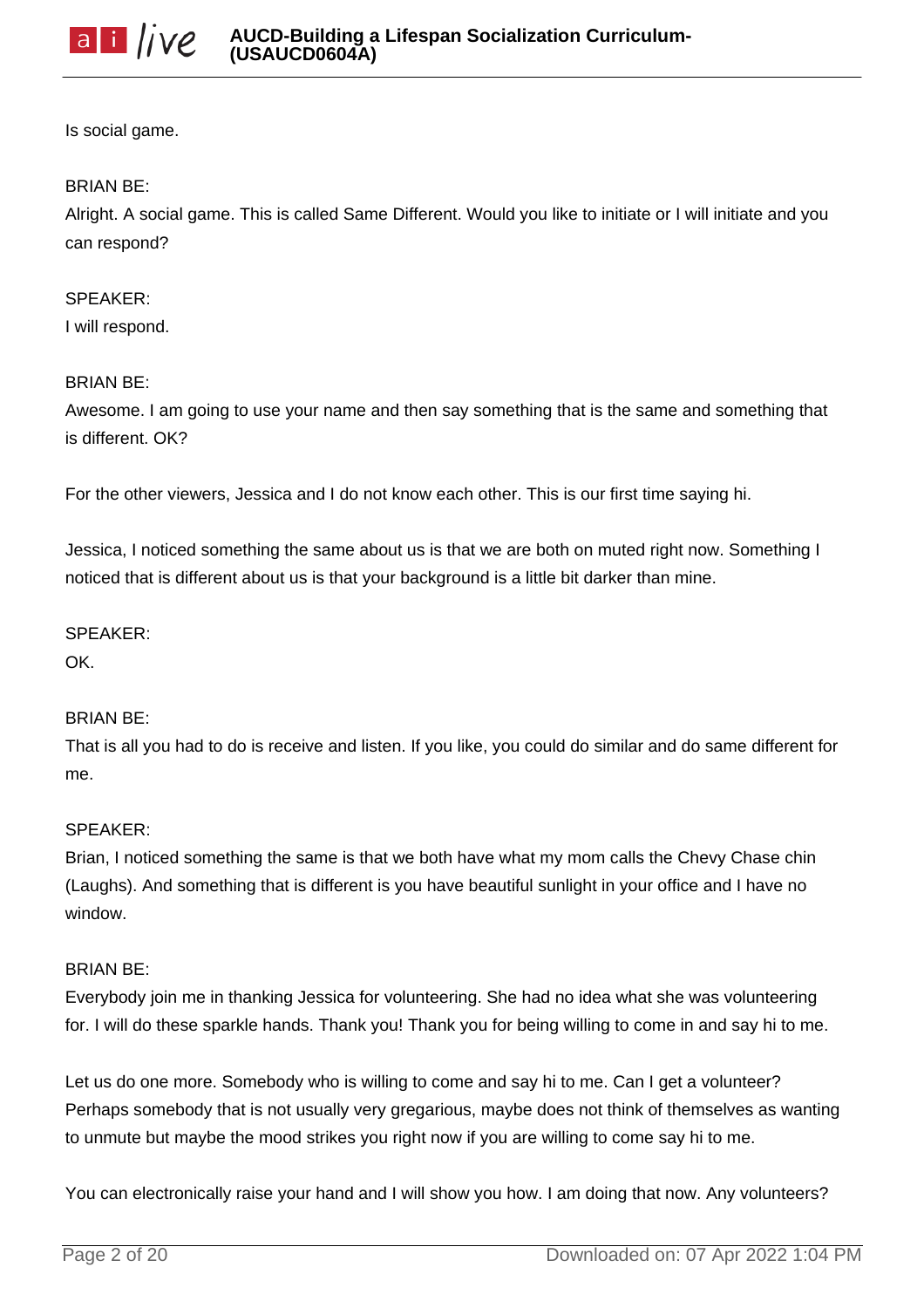Is social game.

BRIAN BE:
Alright. A social game. This is called Same Different. Would you like to initiate or I will initiate and you can respond?

SPEAKER:
I will respond.

BRIAN BE:
Awesome. I am going to use your name and then say something that is the same and something that is different. OK?

For the other viewers, Jessica and I do not know each other. This is our first time saying hi.

Jessica, I noticed something the same about us is that we are both on muted right now. Something I noticed that is different about us is that your background is a little bit darker than mine.

SPEAKER:
OK.

BRIAN BE:
That is all you had to do is receive and listen. If you like, you could do similar and do same different for me.

SPEAKER:
Brian, I noticed something the same is that we both have what my mom calls the Chevy Chase chin (Laughs). And something that is different is you have beautiful sunlight in your office and I have no window.

BRIAN BE:
Everybody join me in thanking Jessica for volunteering. She had no idea what she was volunteering for. I will do these sparkle hands. Thank you! Thank you for being willing to come in and say hi to me.

Let us do one more. Somebody who is willing to come and say hi to me. Can I get a volunteer? Perhaps somebody that is not usually very gregarious, maybe does not think of themselves as wanting to unmute but maybe the mood strikes you right now if you are willing to come say hi to me.

You can electronically raise your hand and I will show you how. I am doing that now. Any volunteers?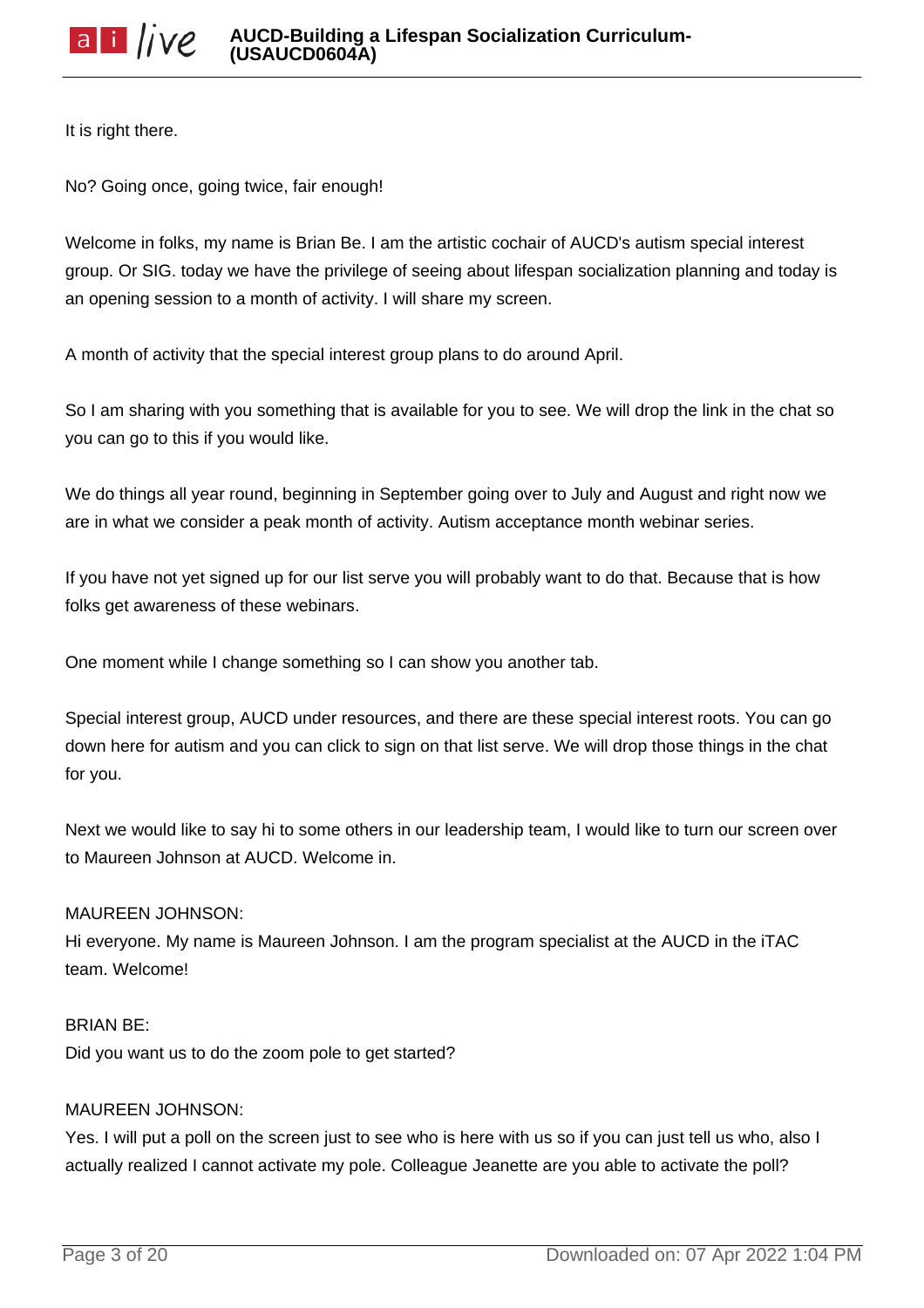It is right there.

No? Going once, going twice, fair enough!

Welcome in folks, my name is Brian Be. I am the artistic cochair of AUCD's autism special interest group. Or SIG. today we have the privilege of seeing about lifespan socialization planning and today is an opening session to a month of activity. I will share my screen.

A month of activity that the special interest group plans to do around April.

So I am sharing with you something that is available for you to see. We will drop the link in the chat so you can go to this if you would like.

We do things all year round, beginning in September going over to July and August and right now we are in what we consider a peak month of activity. Autism acceptance month webinar series.

If you have not yet signed up for our list serve you will probably want to do that. Because that is how folks get awareness of these webinars.

One moment while I change something so I can show you another tab.

Special interest group, AUCD under resources, and there are these special interest roots. You can go down here for autism and you can click to sign on that list serve. We will drop those things in the chat for you.

Next we would like to say hi to some others in our leadership team, I would like to turn our screen over to Maureen Johnson at AUCD. Welcome in.

MAUREEN JOHNSON:
Hi everyone. My name is Maureen Johnson. I am the program specialist at the AUCD in the iTAC team. Welcome!

BRIAN BE:
Did you want us to do the zoom pole to get started?

MAUREEN JOHNSON:
Yes. I will put a poll on the screen just to see who is here with us so if you can just tell us who, also I actually realized I cannot activate my pole. Colleague Jeanette are you able to activate the poll?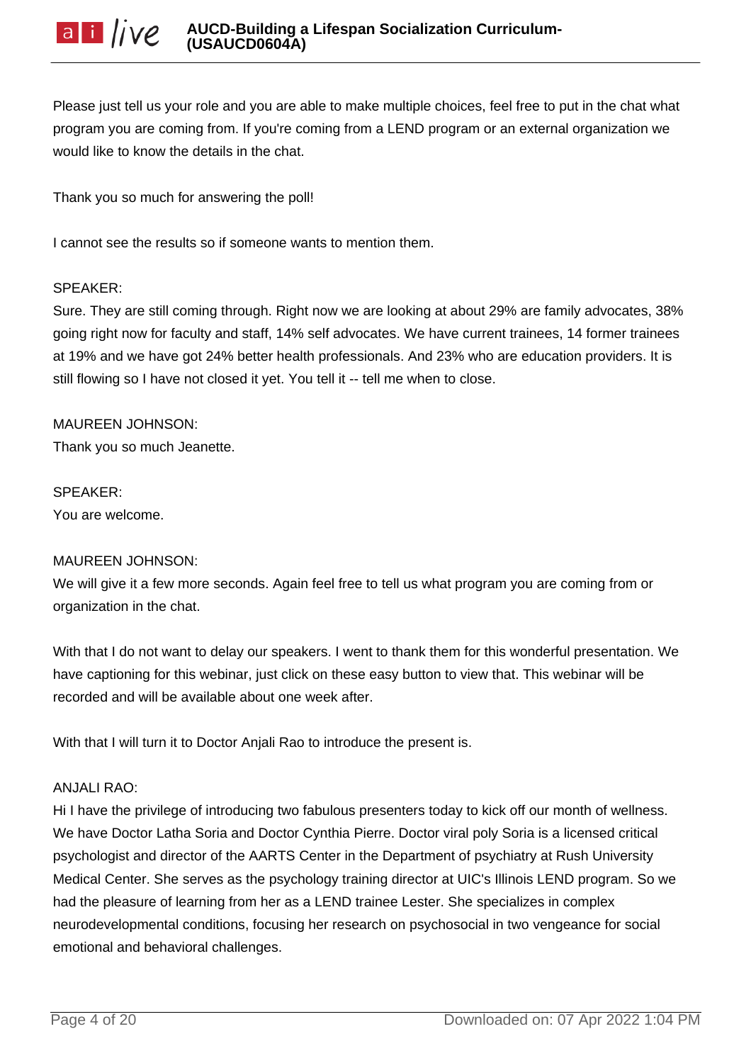Please just tell us your role and you are able to make multiple choices, feel free to put in the chat what program you are coming from. If you're coming from a LEND program or an external organization we would like to know the details in the chat.

Thank you so much for answering the poll!

I cannot see the results so if someone wants to mention them.

SPEAKER:
Sure. They are still coming through. Right now we are looking at about 29% are family advocates, 38% going right now for faculty and staff, 14% self advocates. We have current trainees, 14 former trainees at 19% and we have got 24% better health professionals. And 23% who are education providers. It is still flowing so I have not closed it yet. You tell it -- tell me when to close.

MAUREEN JOHNSON:
Thank you so much Jeanette.

SPEAKER:
You are welcome.

MAUREEN JOHNSON:
We will give it a few more seconds. Again feel free to tell us what program you are coming from or organization in the chat.

With that I do not want to delay our speakers. I went to thank them for this wonderful presentation. We have captioning for this webinar, just click on these easy button to view that. This webinar will be recorded and will be available about one week after.

With that I will turn it to Doctor Anjali Rao to introduce the present is.

ANJALI RAO:
Hi I have the privilege of introducing two fabulous presenters today to kick off our month of wellness. We have Doctor Latha Soria and Doctor Cynthia Pierre. Doctor viral poly Soria is a licensed critical psychologist and director of the AARTS Center in the Department of psychiatry at Rush University Medical Center. She serves as the psychology training director at UIC's Illinois LEND program. So we had the pleasure of learning from her as a LEND trainee Lester. She specializes in complex neurodevelopmental conditions, focusing her research on psychosocial in two vengeance for social emotional and behavioral challenges.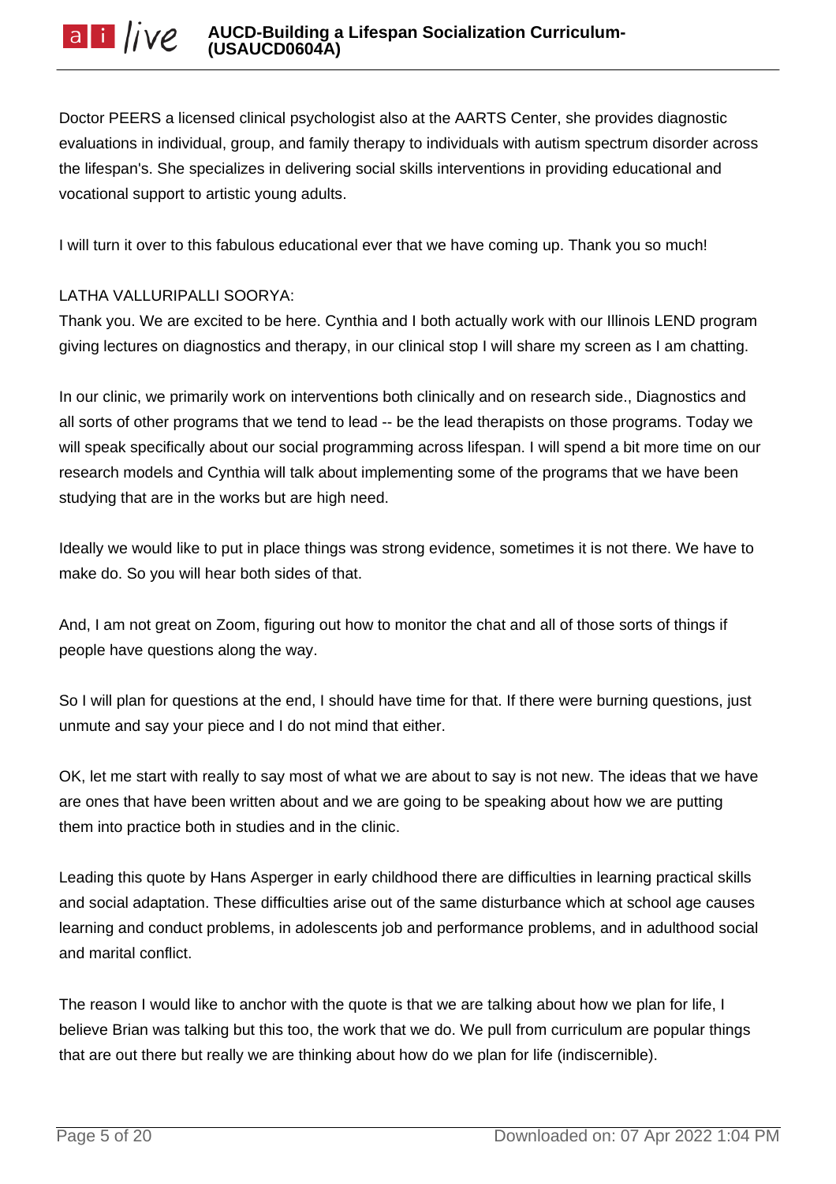Doctor PEERS a licensed clinical psychologist also at the AARTS Center, she provides diagnostic evaluations in individual, group, and family therapy to individuals with autism spectrum disorder across the lifespan's. She specializes in delivering social skills interventions in providing educational and vocational support to artistic young adults.

I will turn it over to this fabulous educational ever that we have coming up. Thank you so much!

LATHA VALLURIPALLI SOORYA:

Thank you. We are excited to be here. Cynthia and I both actually work with our Illinois LEND program giving lectures on diagnostics and therapy, in our clinical stop I will share my screen as I am chatting.

In our clinic, we primarily work on interventions both clinically and on research side., Diagnostics and all sorts of other programs that we tend to lead -- be the lead therapists on those programs. Today we will speak specifically about our social programming across lifespan. I will spend a bit more time on our research models and Cynthia will talk about implementing some of the programs that we have been studying that are in the works but are high need.

Ideally we would like to put in place things was strong evidence, sometimes it is not there. We have to make do. So you will hear both sides of that.

And, I am not great on Zoom, figuring out how to monitor the chat and all of those sorts of things if people have questions along the way.

So I will plan for questions at the end, I should have time for that. If there were burning questions, just unmute and say your piece and I do not mind that either.

OK, let me start with really to say most of what we are about to say is not new. The ideas that we have are ones that have been written about and we are going to be speaking about how we are putting them into practice both in studies and in the clinic.

Leading this quote by Hans Asperger in early childhood there are difficulties in learning practical skills and social adaptation. These difficulties arise out of the same disturbance which at school age causes learning and conduct problems, in adolescents job and performance problems, and in adulthood social and marital conflict.

The reason I would like to anchor with the quote is that we are talking about how we plan for life, I believe Brian was talking but this too, the work that we do. We pull from curriculum are popular things that are out there but really we are thinking about how do we plan for life (indiscernible).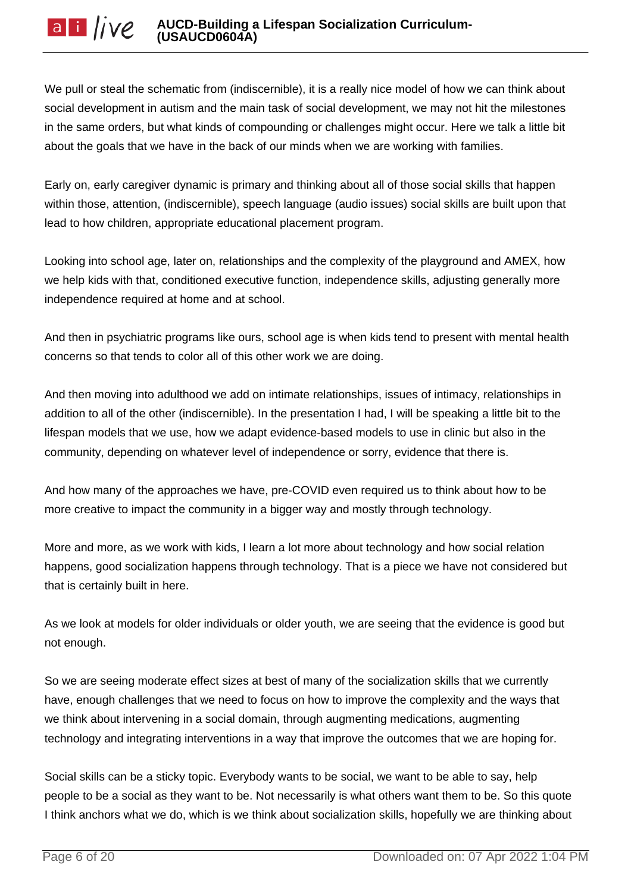We pull or steal the schematic from (indiscernible), it is a really nice model of how we can think about social development in autism and the main task of social development, we may not hit the milestones in the same orders, but what kinds of compounding or challenges might occur. Here we talk a little bit about the goals that we have in the back of our minds when we are working with families.

Early on, early caregiver dynamic is primary and thinking about all of those social skills that happen within those, attention, (indiscernible), speech language (audio issues) social skills are built upon that lead to how children, appropriate educational placement program.

Looking into school age, later on, relationships and the complexity of the playground and AMEX, how we help kids with that, conditioned executive function, independence skills, adjusting generally more independence required at home and at school.

And then in psychiatric programs like ours, school age is when kids tend to present with mental health concerns so that tends to color all of this other work we are doing.

And then moving into adulthood we add on intimate relationships, issues of intimacy, relationships in addition to all of the other (indiscernible). In the presentation I had, I will be speaking a little bit to the lifespan models that we use, how we adapt evidence-based models to use in clinic but also in the community, depending on whatever level of independence or sorry, evidence that there is.

And how many of the approaches we have, pre-COVID even required us to think about how to be more creative to impact the community in a bigger way and mostly through technology.

More and more, as we work with kids, I learn a lot more about technology and how social relation happens, good socialization happens through technology. That is a piece we have not considered but that is certainly built in here.

As we look at models for older individuals or older youth, we are seeing that the evidence is good but not enough.

So we are seeing moderate effect sizes at best of many of the socialization skills that we currently have, enough challenges that we need to focus on how to improve the complexity and the ways that we think about intervening in a social domain, through augmenting medications, augmenting technology and integrating interventions in a way that improve the outcomes that we are hoping for.

Social skills can be a sticky topic. Everybody wants to be social, we want to be able to say, help people to be a social as they want to be. Not necessarily is what others want them to be. So this quote I think anchors what we do, which is we think about socialization skills, hopefully we are thinking about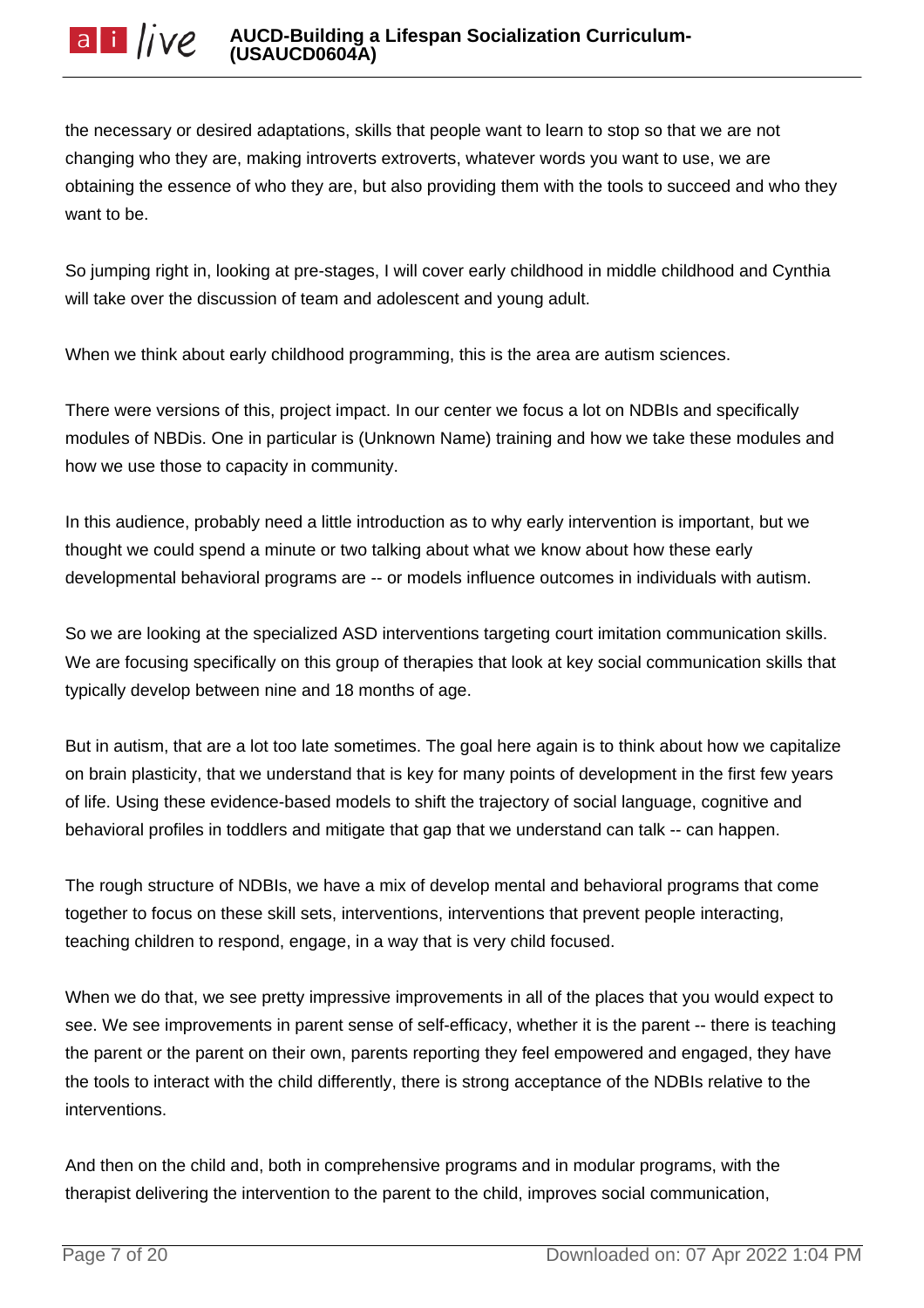the necessary or desired adaptations, skills that people want to learn to stop so that we are not changing who they are, making introverts extroverts, whatever words you want to use, we are obtaining the essence of who they are, but also providing them with the tools to succeed and who they want to be.

So jumping right in, looking at pre-stages, I will cover early childhood in middle childhood and Cynthia will take over the discussion of team and adolescent and young adult.

When we think about early childhood programming, this is the area are autism sciences.

There were versions of this, project impact. In our center we focus a lot on NDBIs and specifically modules of NBDis. One in particular is (Unknown Name) training and how we take these modules and how we use those to capacity in community.

In this audience, probably need a little introduction as to why early intervention is important, but we thought we could spend a minute or two talking about what we know about how these early developmental behavioral programs are -- or models influence outcomes in individuals with autism.

So we are looking at the specialized ASD interventions targeting court imitation communication skills. We are focusing specifically on this group of therapies that look at key social communication skills that typically develop between nine and 18 months of age.

But in autism, that are a lot too late sometimes. The goal here again is to think about how we capitalize on brain plasticity, that we understand that is key for many points of development in the first few years of life. Using these evidence-based models to shift the trajectory of social language, cognitive and behavioral profiles in toddlers and mitigate that gap that we understand can talk -- can happen.

The rough structure of NDBIs, we have a mix of develop mental and behavioral programs that come together to focus on these skill sets, interventions, interventions that prevent people interacting, teaching children to respond, engage, in a way that is very child focused.

When we do that, we see pretty impressive improvements in all of the places that you would expect to see. We see improvements in parent sense of self-efficacy, whether it is the parent -- there is teaching the parent or the parent on their own, parents reporting they feel empowered and engaged, they have the tools to interact with the child differently, there is strong acceptance of the NDBIs relative to the interventions.

And then on the child and, both in comprehensive programs and in modular programs, with the therapist delivering the intervention to the parent to the child, improves social communication,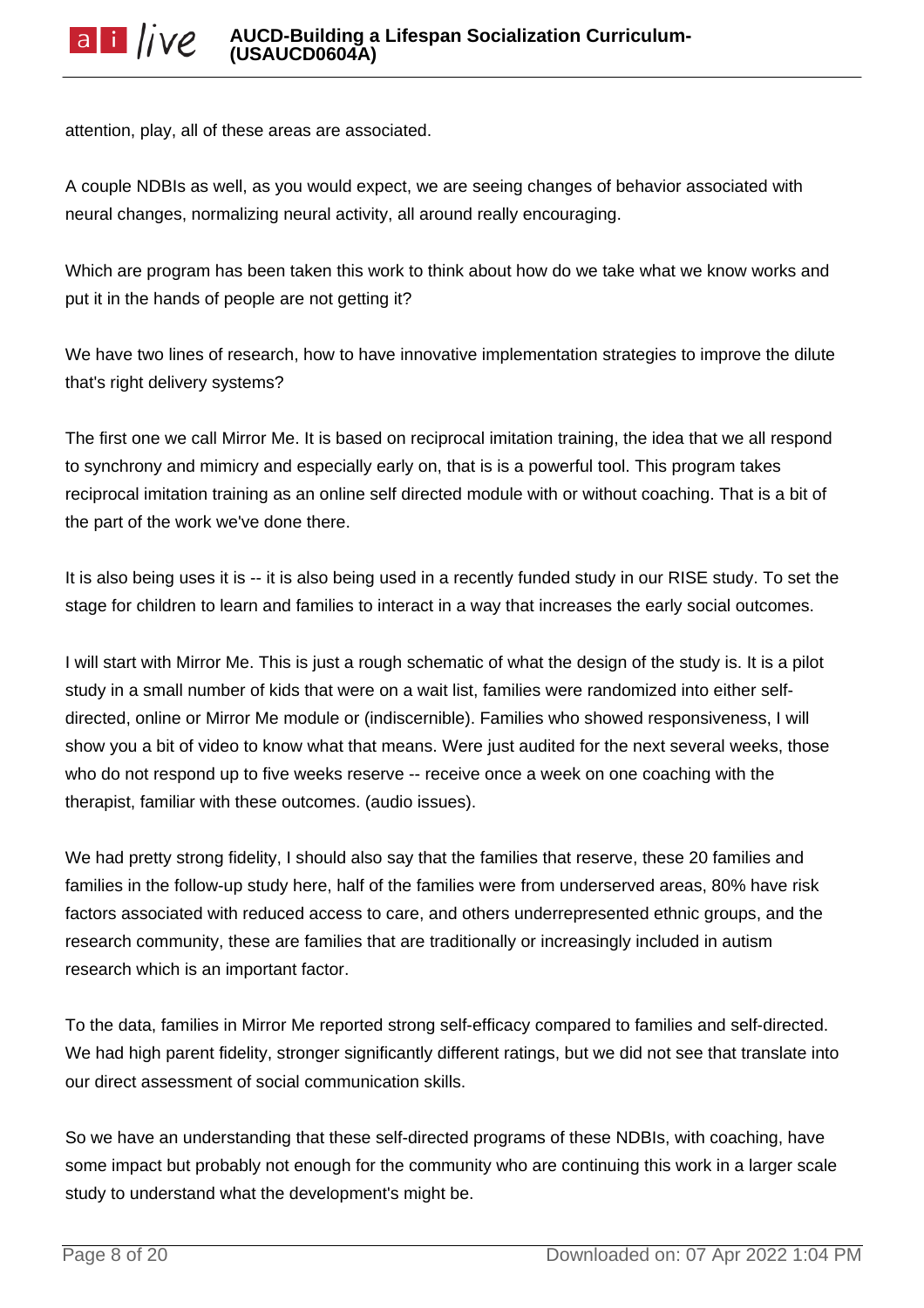attention, play, all of these areas are associated.

A couple NDBIs as well, as you would expect, we are seeing changes of behavior associated with neural changes, normalizing neural activity, all around really encouraging.

Which are program has been taken this work to think about how do we take what we know works and put it in the hands of people are not getting it?

We have two lines of research, how to have innovative implementation strategies to improve the dilute that's right delivery systems?

The first one we call Mirror Me. It is based on reciprocal imitation training, the idea that we all respond to synchrony and mimicry and especially early on, that is is a powerful tool. This program takes reciprocal imitation training as an online self directed module with or without coaching. That is a bit of the part of the work we've done there.

It is also being uses it is -- it is also being used in a recently funded study in our RISE study. To set the stage for children to learn and families to interact in a way that increases the early social outcomes.

I will start with Mirror Me. This is just a rough schematic of what the design of the study is. It is a pilot study in a small number of kids that were on a wait list, families were randomized into either self-directed, online or Mirror Me module or (indiscernible). Families who showed responsiveness, I will show you a bit of video to know what that means. Were just audited for the next several weeks, those who do not respond up to five weeks reserve -- receive once a week on one coaching with the therapist, familiar with these outcomes. (audio issues).

We had pretty strong fidelity, I should also say that the families that reserve, these 20 families and families in the follow-up study here, half of the families were from underserved areas, 80% have risk factors associated with reduced access to care, and others underrepresented ethnic groups, and the research community, these are families that are traditionally or increasingly included in autism research which is an important factor.

To the data, families in Mirror Me reported strong self-efficacy compared to families and self-directed. We had high parent fidelity, stronger significantly different ratings, but we did not see that translate into our direct assessment of social communication skills.

So we have an understanding that these self-directed programs of these NDBIs, with coaching, have some impact but probably not enough for the community who are continuing this work in a larger scale study to understand what the development's might be.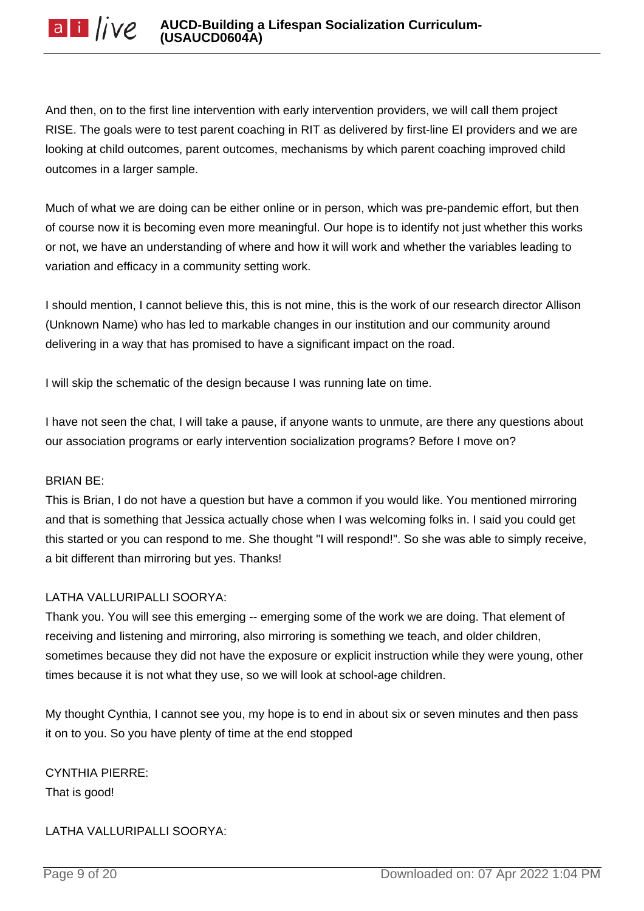And then, on to the first line intervention with early intervention providers, we will call them project RISE. The goals were to test parent coaching in RIT as delivered by first-line EI providers and we are looking at child outcomes, parent outcomes, mechanisms by which parent coaching improved child outcomes in a larger sample.

Much of what we are doing can be either online or in person, which was pre-pandemic effort, but then of course now it is becoming even more meaningful. Our hope is to identify not just whether this works or not, we have an understanding of where and how it will work and whether the variables leading to variation and efficacy in a community setting work.

I should mention, I cannot believe this, this is not mine, this is the work of our research director Allison (Unknown Name) who has led to markable changes in our institution and our community around delivering in a way that has promised to have a significant impact on the road.

I will skip the schematic of the design because I was running late on time.

I have not seen the chat, I will take a pause, if anyone wants to unmute, are there any questions about our association programs or early intervention socialization programs? Before I move on?

BRIAN BE:

This is Brian, I do not have a question but have a common if you would like. You mentioned mirroring and that is something that Jessica actually chose when I was welcoming folks in. I said you could get this started or you can respond to me. She thought "I will respond!". So she was able to simply receive, a bit different than mirroring but yes. Thanks!

LATHA VALLURIPALLI SOORYA:

Thank you. You will see this emerging -- emerging some of the work we are doing. That element of receiving and listening and mirroring, also mirroring is something we teach, and older children, sometimes because they did not have the exposure or explicit instruction while they were young, other times because it is not what they use, so we will look at school-age children.

My thought Cynthia, I cannot see you, my hope is to end in about six or seven minutes and then pass it on to you. So you have plenty of time at the end stopped

CYNTHIA PIERRE:

That is good!

LATHA VALLURIPALLI SOORYA: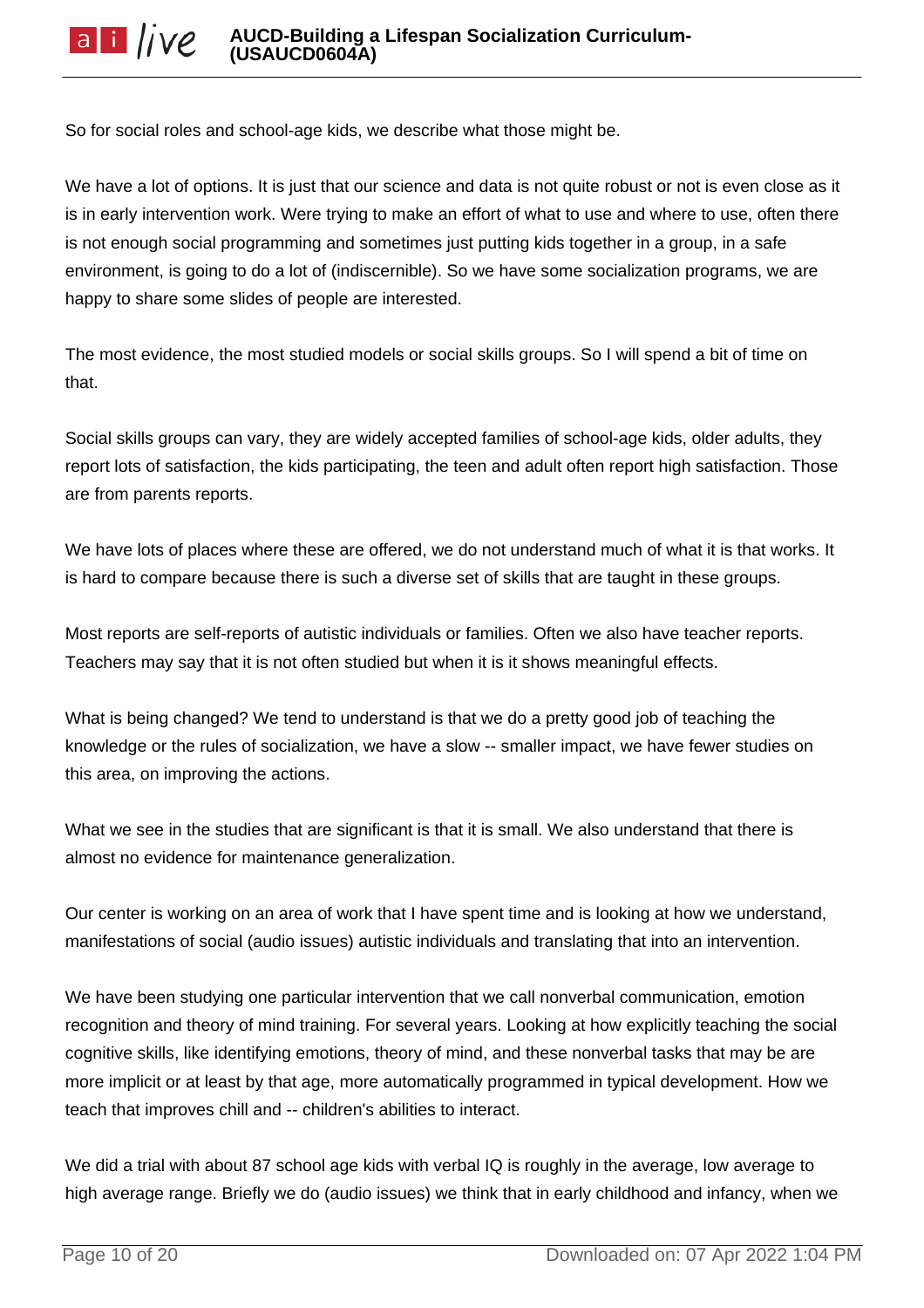So for social roles and school-age kids, we describe what those might be.

We have a lot of options. It is just that our science and data is not quite robust or not is even close as it is in early intervention work. Were trying to make an effort of what to use and where to use, often there is not enough social programming and sometimes just putting kids together in a group, in a safe environment, is going to do a lot of (indiscernible). So we have some socialization programs, we are happy to share some slides of people are interested.

The most evidence, the most studied models or social skills groups. So I will spend a bit of time on that.

Social skills groups can vary, they are widely accepted families of school-age kids, older adults, they report lots of satisfaction, the kids participating, the teen and adult often report high satisfaction. Those are from parents reports.

We have lots of places where these are offered, we do not understand much of what it is that works. It is hard to compare because there is such a diverse set of skills that are taught in these groups.

Most reports are self-reports of autistic individuals or families. Often we also have teacher reports. Teachers may say that it is not often studied but when it is it shows meaningful effects.

What is being changed? We tend to understand is that we do a pretty good job of teaching the knowledge or the rules of socialization, we have a slow -- smaller impact, we have fewer studies on this area, on improving the actions.

What we see in the studies that are significant is that it is small. We also understand that there is almost no evidence for maintenance generalization.

Our center is working on an area of work that I have spent time and is looking at how we understand, manifestations of social (audio issues) autistic individuals and translating that into an intervention.

We have been studying one particular intervention that we call nonverbal communication, emotion recognition and theory of mind training. For several years. Looking at how explicitly teaching the social cognitive skills, like identifying emotions, theory of mind, and these nonverbal tasks that may be are more implicit or at least by that age, more automatically programmed in typical development. How we teach that improves chill and -- children's abilities to interact.

We did a trial with about 87 school age kids with verbal IQ is roughly in the average, low average to high average range. Briefly we do (audio issues) we think that in early childhood and infancy, when we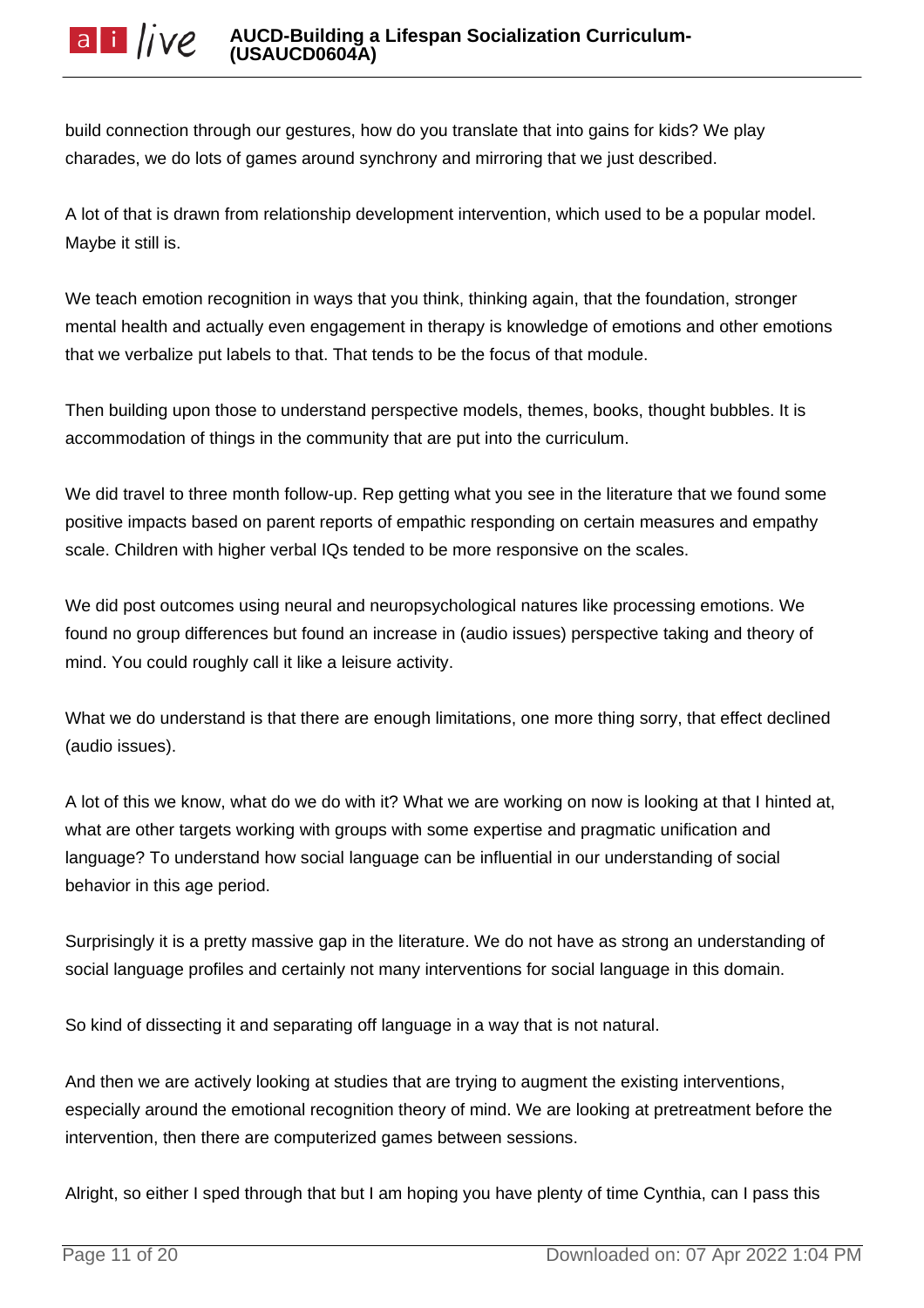build connection through our gestures, how do you translate that into gains for kids? We play charades, we do lots of games around synchrony and mirroring that we just described.

A lot of that is drawn from relationship development intervention, which used to be a popular model. Maybe it still is.

We teach emotion recognition in ways that you think, thinking again, that the foundation, stronger mental health and actually even engagement in therapy is knowledge of emotions and other emotions that we verbalize put labels to that. That tends to be the focus of that module.

Then building upon those to understand perspective models, themes, books, thought bubbles. It is accommodation of things in the community that are put into the curriculum.

We did travel to three month follow-up. Rep getting what you see in the literature that we found some positive impacts based on parent reports of empathic responding on certain measures and empathy scale. Children with higher verbal IQs tended to be more responsive on the scales.

We did post outcomes using neural and neuropsychological natures like processing emotions. We found no group differences but found an increase in (audio issues) perspective taking and theory of mind. You could roughly call it like a leisure activity.

What we do understand is that there are enough limitations, one more thing sorry, that effect declined (audio issues).

A lot of this we know, what do we do with it? What we are working on now is looking at that I hinted at, what are other targets working with groups with some expertise and pragmatic unification and language? To understand how social language can be influential in our understanding of social behavior in this age period.

Surprisingly it is a pretty massive gap in the literature. We do not have as strong an understanding of social language profiles and certainly not many interventions for social language in this domain.

So kind of dissecting it and separating off language in a way that is not natural.

And then we are actively looking at studies that are trying to augment the existing interventions, especially around the emotional recognition theory of mind. We are looking at pretreatment before the intervention, then there are computerized games between sessions.

Alright, so either I sped through that but I am hoping you have plenty of time Cynthia, can I pass this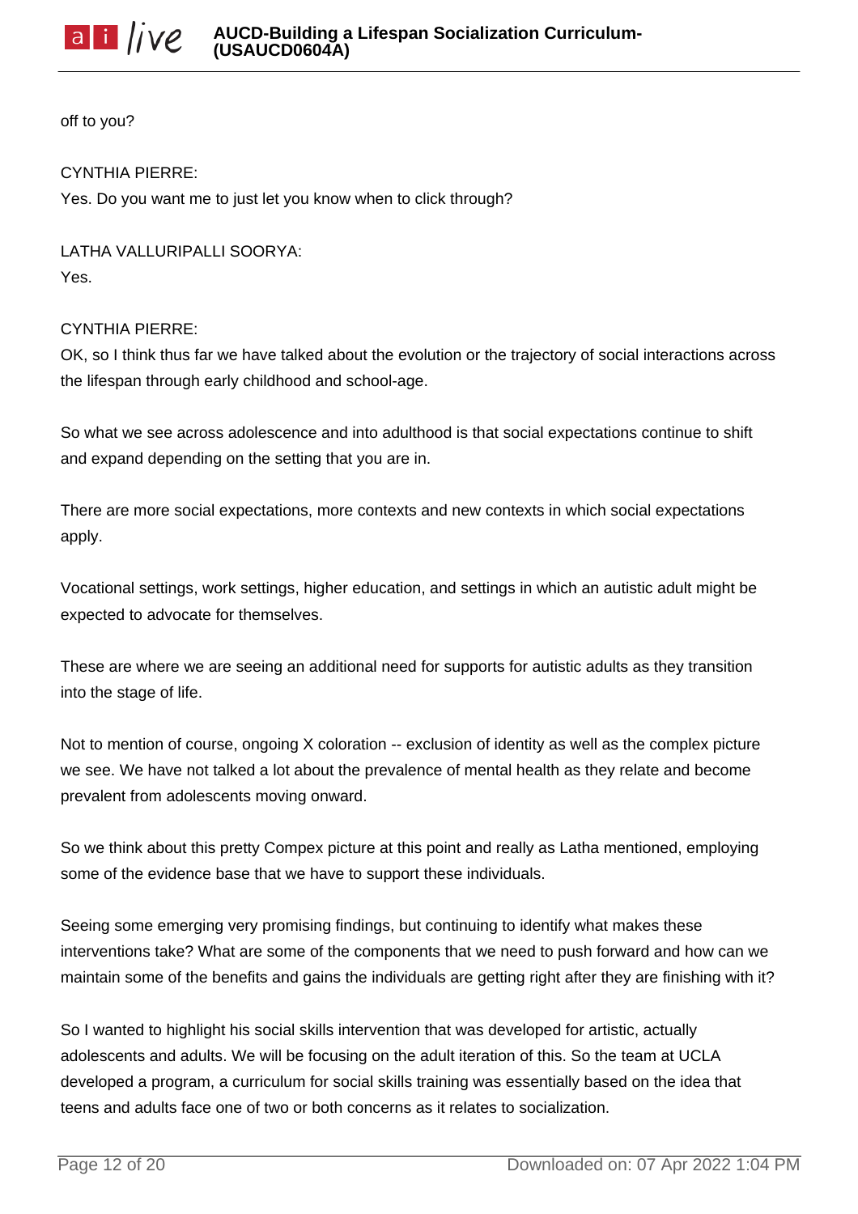off to you?

CYNTHIA PIERRE:
Yes. Do you want me to just let you know when to click through?

LATHA VALLURIPALLI SOORYA:
Yes.

CYNTHIA PIERRE:
OK, so I think thus far we have talked about the evolution or the trajectory of social interactions across the lifespan through early childhood and school-age.

So what we see across adolescence and into adulthood is that social expectations continue to shift and expand depending on the setting that you are in.

There are more social expectations, more contexts and new contexts in which social expectations apply.

Vocational settings, work settings, higher education, and settings in which an autistic adult might be expected to advocate for themselves.

These are where we are seeing an additional need for supports for autistic adults as they transition into the stage of life.

Not to mention of course, ongoing X coloration -- exclusion of identity as well as the complex picture we see. We have not talked a lot about the prevalence of mental health as they relate and become prevalent from adolescents moving onward.

So we think about this pretty Compex picture at this point and really as Latha mentioned, employing some of the evidence base that we have to support these individuals.

Seeing some emerging very promising findings, but continuing to identify what makes these interventions take? What are some of the components that we need to push forward and how can we maintain some of the benefits and gains the individuals are getting right after they are finishing with it?

So I wanted to highlight his social skills intervention that was developed for artistic, actually adolescents and adults. We will be focusing on the adult iteration of this. So the team at UCLA developed a program, a curriculum for social skills training was essentially based on the idea that teens and adults face one of two or both concerns as it relates to socialization.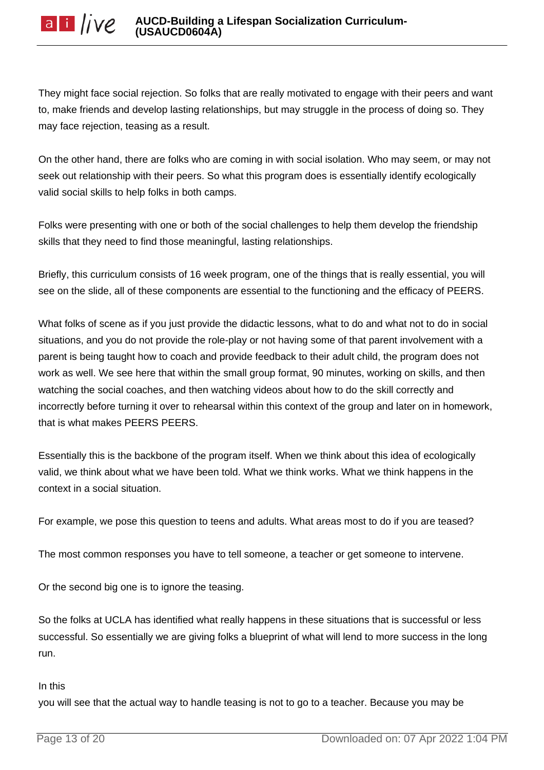They might face social rejection. So folks that are really motivated to engage with their peers and want to, make friends and develop lasting relationships, but may struggle in the process of doing so. They may face rejection, teasing as a result.

On the other hand, there are folks who are coming in with social isolation. Who may seem, or may not seek out relationship with their peers. So what this program does is essentially identify ecologically valid social skills to help folks in both camps.

Folks were presenting with one or both of the social challenges to help them develop the friendship skills that they need to find those meaningful, lasting relationships.

Briefly, this curriculum consists of 16 week program, one of the things that is really essential, you will see on the slide, all of these components are essential to the functioning and the efficacy of PEERS.

What folks of scene as if you just provide the didactic lessons, what to do and what not to do in social situations, and you do not provide the role-play or not having some of that parent involvement with a parent is being taught how to coach and provide feedback to their adult child, the program does not work as well. We see here that within the small group format, 90 minutes, working on skills, and then watching the social coaches, and then watching videos about how to do the skill correctly and incorrectly before turning it over to rehearsal within this context of the group and later on in homework, that is what makes PEERS PEERS.

Essentially this is the backbone of the program itself. When we think about this idea of ecologically valid, we think about what we have been told. What we think works. What we think happens in the context in a social situation.

For example, we pose this question to teens and adults. What areas most to do if you are teased?

The most common responses you have to tell someone, a teacher or get someone to intervene.

Or the second big one is to ignore the teasing.

So the folks at UCLA has identified what really happens in these situations that is successful or less successful. So essentially we are giving folks a blueprint of what will lend to more success in the long run.

In this
you will see that the actual way to handle teasing is not to go to a teacher. Because you may be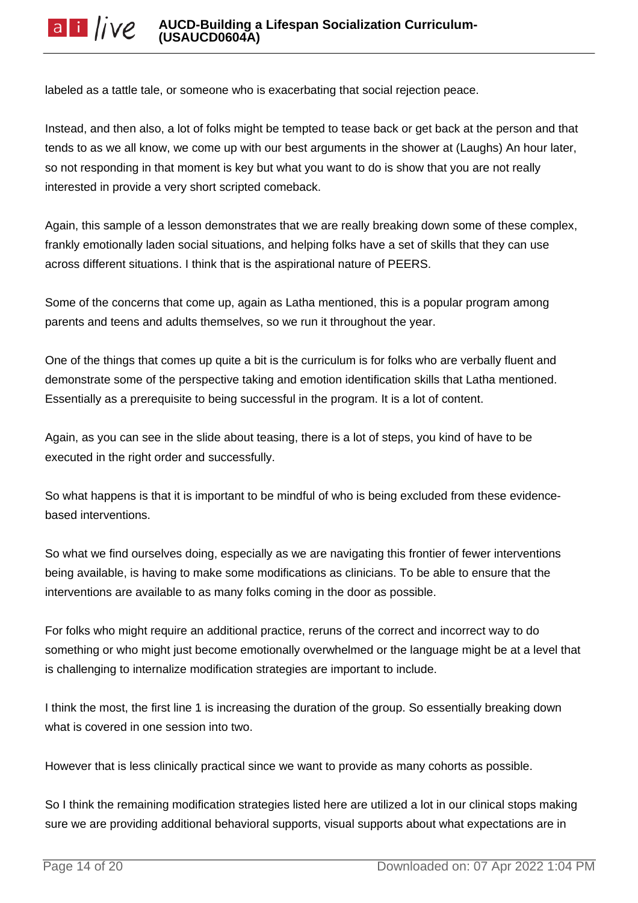labeled as a tattle tale, or someone who is exacerbating that social rejection peace.

Instead, and then also, a lot of folks might be tempted to tease back or get back at the person and that tends to as we all know, we come up with our best arguments in the shower at (Laughs) An hour later, so not responding in that moment is key but what you want to do is show that you are not really interested in provide a very short scripted comeback.

Again, this sample of a lesson demonstrates that we are really breaking down some of these complex, frankly emotionally laden social situations, and helping folks have a set of skills that they can use across different situations. I think that is the aspirational nature of PEERS.

Some of the concerns that come up, again as Latha mentioned, this is a popular program among parents and teens and adults themselves, so we run it throughout the year.

One of the things that comes up quite a bit is the curriculum is for folks who are verbally fluent and demonstrate some of the perspective taking and emotion identification skills that Latha mentioned. Essentially as a prerequisite to being successful in the program. It is a lot of content.

Again, as you can see in the slide about teasing, there is a lot of steps, you kind of have to be executed in the right order and successfully.

So what happens is that it is important to be mindful of who is being excluded from these evidence-based interventions.

So what we find ourselves doing, especially as we are navigating this frontier of fewer interventions being available, is having to make some modifications as clinicians. To be able to ensure that the interventions are available to as many folks coming in the door as possible.

For folks who might require an additional practice, reruns of the correct and incorrect way to do something or who might just become emotionally overwhelmed or the language might be at a level that is challenging to internalize modification strategies are important to include.

I think the most, the first line 1 is increasing the duration of the group. So essentially breaking down what is covered in one session into two.

However that is less clinically practical since we want to provide as many cohorts as possible.

So I think the remaining modification strategies listed here are utilized a lot in our clinical stops making sure we are providing additional behavioral supports, visual supports about what expectations are in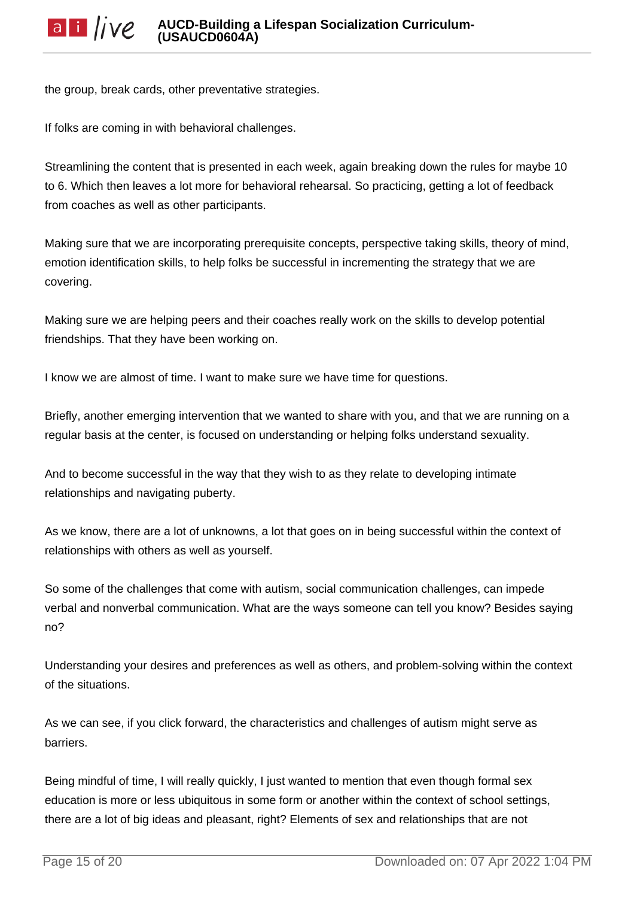the group, break cards, other preventative strategies.

If folks are coming in with behavioral challenges.

Streamlining the content that is presented in each week, again breaking down the rules for maybe 10 to 6. Which then leaves a lot more for behavioral rehearsal. So practicing, getting a lot of feedback from coaches as well as other participants.

Making sure that we are incorporating prerequisite concepts, perspective taking skills, theory of mind, emotion identification skills, to help folks be successful in incrementing the strategy that we are covering.

Making sure we are helping peers and their coaches really work on the skills to develop potential friendships. That they have been working on.

I know we are almost of time. I want to make sure we have time for questions.

Briefly, another emerging intervention that we wanted to share with you, and that we are running on a regular basis at the center, is focused on understanding or helping folks understand sexuality.

And to become successful in the way that they wish to as they relate to developing intimate relationships and navigating puberty.

As we know, there are a lot of unknowns, a lot that goes on in being successful within the context of relationships with others as well as yourself.

So some of the challenges that come with autism, social communication challenges, can impede verbal and nonverbal communication. What are the ways someone can tell you know? Besides saying no?

Understanding your desires and preferences as well as others, and problem-solving within the context of the situations.

As we can see, if you click forward, the characteristics and challenges of autism might serve as barriers.

Being mindful of time, I will really quickly, I just wanted to mention that even though formal sex education is more or less ubiquitous in some form or another within the context of school settings, there are a lot of big ideas and pleasant, right? Elements of sex and relationships that are not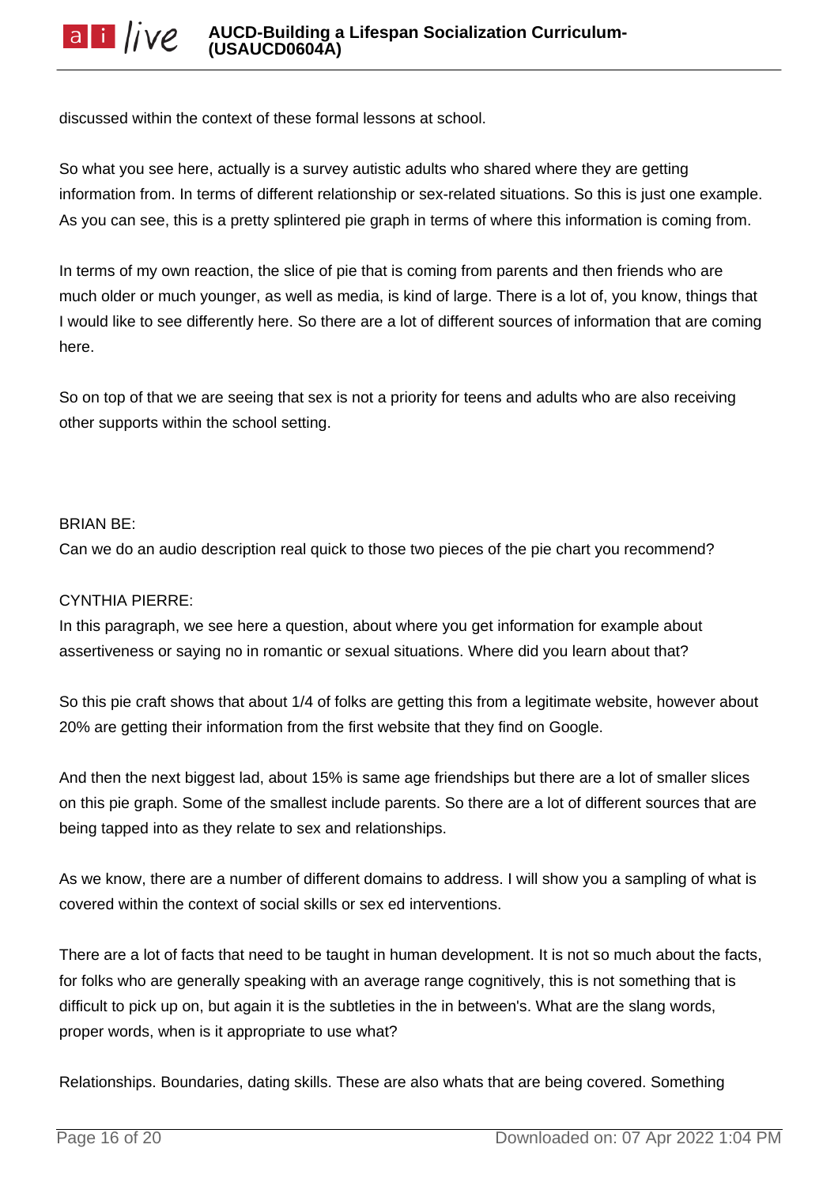discussed within the context of these formal lessons at school.

So what you see here, actually is a survey autistic adults who shared where they are getting information from. In terms of different relationship or sex-related situations. So this is just one example. As you can see, this is a pretty splintered pie graph in terms of where this information is coming from.

In terms of my own reaction, the slice of pie that is coming from parents and then friends who are much older or much younger, as well as media, is kind of large. There is a lot of, you know, things that I would like to see differently here. So there are a lot of different sources of information that are coming here.

So on top of that we are seeing that sex is not a priority for teens and adults who are also receiving other supports within the school setting.

BRIAN BE:
Can we do an audio description real quick to those two pieces of the pie chart you recommend?

CYNTHIA PIERRE:
In this paragraph, we see here a question, about where you get information for example about assertiveness or saying no in romantic or sexual situations. Where did you learn about that?

So this pie craft shows that about 1/4 of folks are getting this from a legitimate website, however about 20% are getting their information from the first website that they find on Google.

And then the next biggest lad, about 15% is same age friendships but there are a lot of smaller slices on this pie graph. Some of the smallest include parents. So there are a lot of different sources that are being tapped into as they relate to sex and relationships.

As we know, there are a number of different domains to address. I will show you a sampling of what is covered within the context of social skills or sex ed interventions.

There are a lot of facts that need to be taught in human development. It is not so much about the facts, for folks who are generally speaking with an average range cognitively, this is not something that is difficult to pick up on, but again it is the subtleties in the in between's. What are the slang words, proper words, when is it appropriate to use what?

Relationships. Boundaries, dating skills. These are also whats that are being covered. Something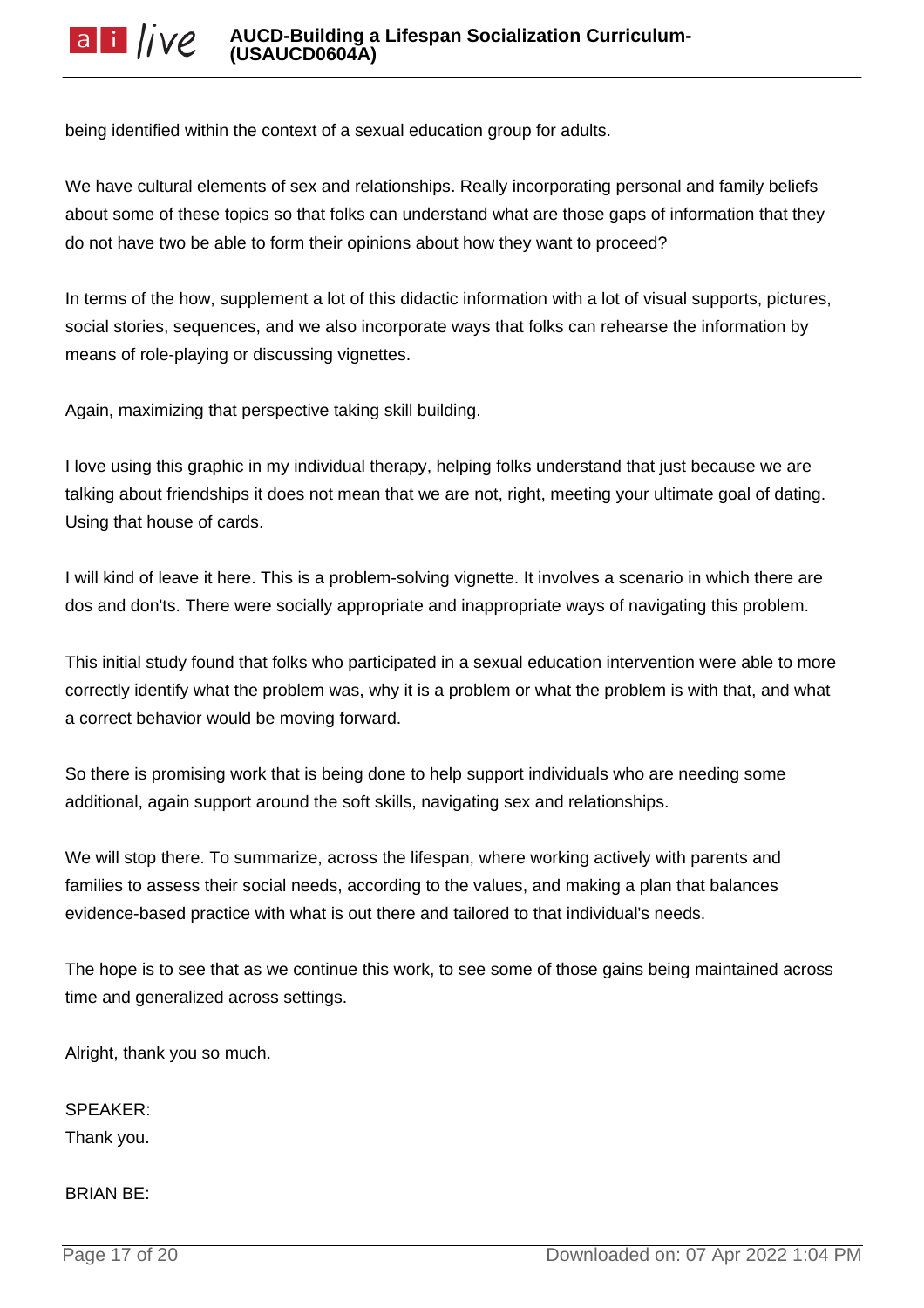being identified within the context of a sexual education group for adults.

We have cultural elements of sex and relationships. Really incorporating personal and family beliefs about some of these topics so that folks can understand what are those gaps of information that they do not have two be able to form their opinions about how they want to proceed?

In terms of the how, supplement a lot of this didactic information with a lot of visual supports, pictures, social stories, sequences, and we also incorporate ways that folks can rehearse the information by means of role-playing or discussing vignettes.

Again, maximizing that perspective taking skill building.

I love using this graphic in my individual therapy, helping folks understand that just because we are talking about friendships it does not mean that we are not, right, meeting your ultimate goal of dating. Using that house of cards.

I will kind of leave it here. This is a problem-solving vignette. It involves a scenario in which there are dos and don'ts. There were socially appropriate and inappropriate ways of navigating this problem.

This initial study found that folks who participated in a sexual education intervention were able to more correctly identify what the problem was, why it is a problem or what the problem is with that, and what a correct behavior would be moving forward.

So there is promising work that is being done to help support individuals who are needing some additional, again support around the soft skills, navigating sex and relationships.

We will stop there. To summarize, across the lifespan, where working actively with parents and families to assess their social needs, according to the values, and making a plan that balances evidence-based practice with what is out there and tailored to that individual's needs.

The hope is to see that as we continue this work, to see some of those gains being maintained across time and generalized across settings.

Alright, thank you so much.

SPEAKER:
Thank you.

BRIAN BE: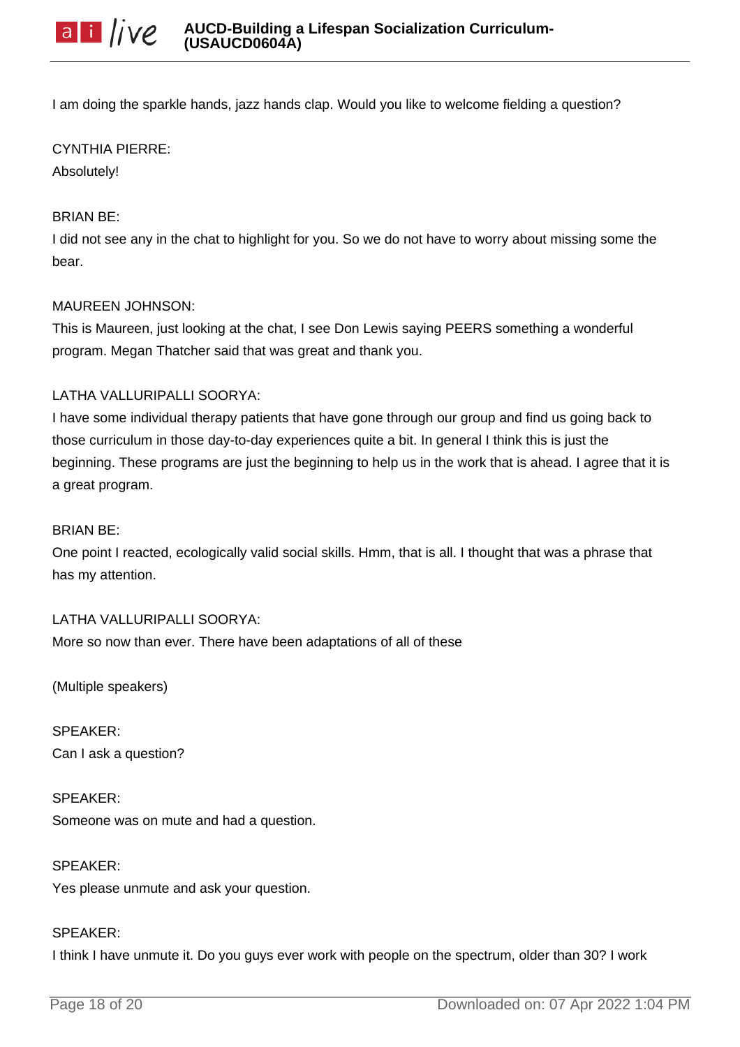I am doing the sparkle hands, jazz hands clap. Would you like to welcome fielding a question?

CYNTHIA PIERRE:
Absolutely!

BRIAN BE:
I did not see any in the chat to highlight for you. So we do not have to worry about missing some the bear.

MAUREEN JOHNSON:
This is Maureen, just looking at the chat, I see Don Lewis saying PEERS something a wonderful program. Megan Thatcher said that was great and thank you.

LATHA VALLURIPALLI SOORYA:
I have some individual therapy patients that have gone through our group and find us going back to those curriculum in those day-to-day experiences quite a bit. In general I think this is just the beginning. These programs are just the beginning to help us in the work that is ahead. I agree that it is a great program.

BRIAN BE:
One point I reacted, ecologically valid social skills. Hmm, that is all. I thought that was a phrase that has my attention.

LATHA VALLURIPALLI SOORYA:
More so now than ever. There have been adaptations of all of these

(Multiple speakers)

SPEAKER:
Can I ask a question?

SPEAKER:
Someone was on mute and had a question.

SPEAKER:
Yes please unmute and ask your question.

SPEAKER:
I think I have unmute it. Do you guys ever work with people on the spectrum, older than 30? I work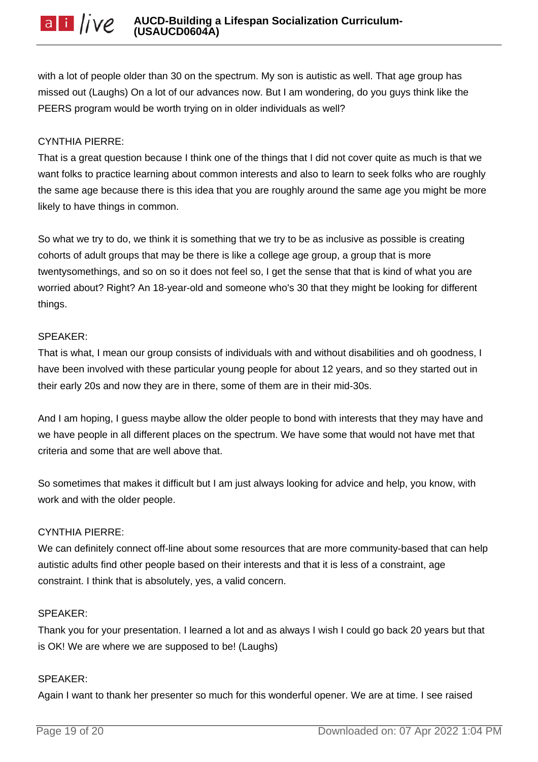with a lot of people older than 30 on the spectrum. My son is autistic as well. That age group has missed out (Laughs) On a lot of our advances now. But I am wondering, do you guys think like the PEERS program would be worth trying on in older individuals as well?

CYNTHIA PIERRE:
That is a great question because I think one of the things that I did not cover quite as much is that we want folks to practice learning about common interests and also to learn to seek folks who are roughly the same age because there is this idea that you are roughly around the same age you might be more likely to have things in common.

So what we try to do, we think it is something that we try to be as inclusive as possible is creating cohorts of adult groups that may be there is like a college age group, a group that is more twentysomethings, and so on so it does not feel so, I get the sense that that is kind of what you are worried about? Right? An 18-year-old and someone who's 30 that they might be looking for different things.

SPEAKER:
That is what, I mean our group consists of individuals with and without disabilities and oh goodness, I have been involved with these particular young people for about 12 years, and so they started out in their early 20s and now they are in there, some of them are in their mid-30s.

And I am hoping, I guess maybe allow the older people to bond with interests that they may have and we have people in all different places on the spectrum. We have some that would not have met that criteria and some that are well above that.

So sometimes that makes it difficult but I am just always looking for advice and help, you know, with work and with the older people.

CYNTHIA PIERRE:
We can definitely connect off-line about some resources that are more community-based that can help autistic adults find other people based on their interests and that it is less of a constraint, age constraint. I think that is absolutely, yes, a valid concern.

SPEAKER:
Thank you for your presentation. I learned a lot and as always I wish I could go back 20 years but that is OK! We are where we are supposed to be! (Laughs)

SPEAKER:
Again I want to thank her presenter so much for this wonderful opener. We are at time. I see raised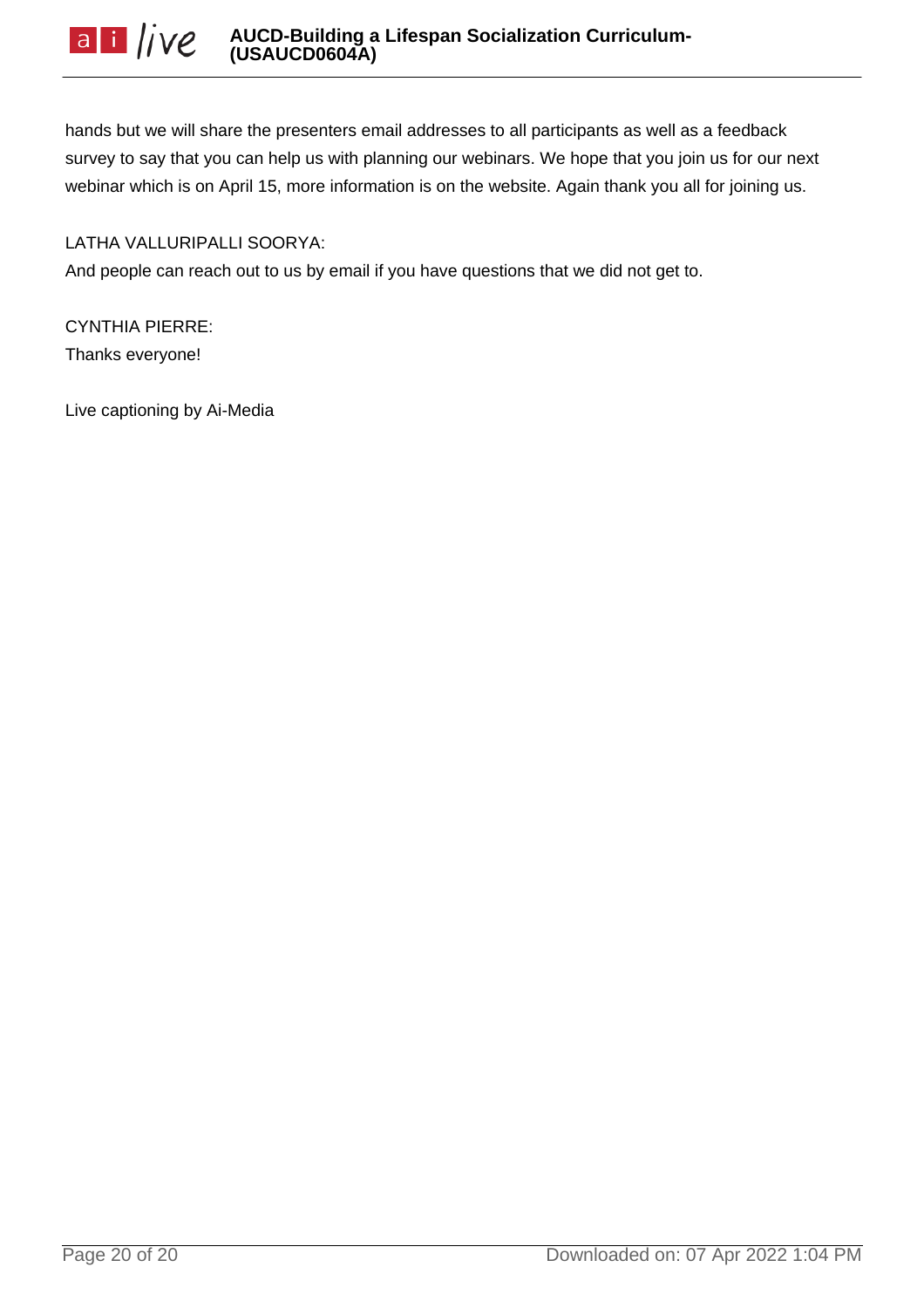hands but we will share the presenters email addresses to all participants as well as a feedback survey to say that you can help us with planning our webinars. We hope that you join us for our next webinar which is on April 15, more information is on the website. Again thank you all for joining us.

LATHA VALLURIPALLI SOORYA:
And people can reach out to us by email if you have questions that we did not get to.

CYNTHIA PIERRE:
Thanks everyone!

Live captioning by Ai-Media